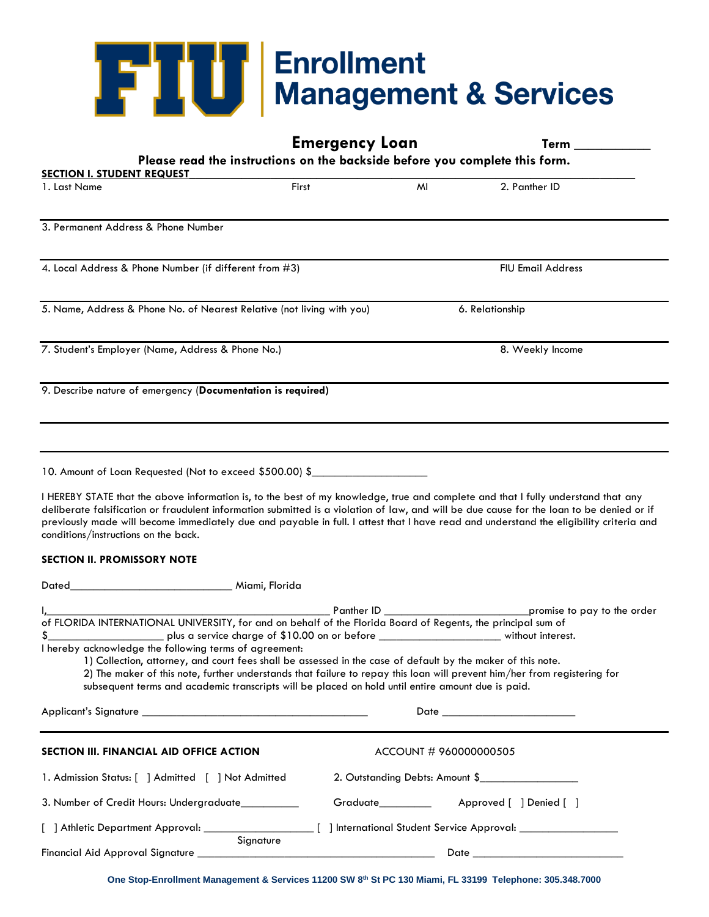# FIU Enrollment Management & Services

## Emergency Loan

Term ____________

**Please read the instructions on the backside before you complete this form.**

**SECTION I. STUDENT REQUEST**

1. Last Name First MI 2. Panther ID

3. Permanent Address & Phone Number

4. Local Address & Phone Number (if different from #3) FIU Email Address

5. Name, Address & Phone No. of Nearest Relative (not living with you) 6. Relationship

7. Student's Employer (Name, Address & Phone No.) 8. Weekly Income

9. Describe nature of emergency (**Documentation is required)**

10. Amount of Loan Requested (Not to exceed $500.00) $____________________

I HEREBY STATE that the above information is, to the best of my knowledge, true and complete and that I fully understand that any deliberate falsification or fraudulent information submitted is a violation of law, and will be due cause for the loan to be denied or if previously made will become immediately due and payable in full. I attest that I have read and understand the eligibility criteria and conditions/instructions on the back.

**SECTION II. PROMISSORY NOTE**

Dated____________________________ Miami, Florida

I,__________________________________________________ Panther ID _________________________promise to pay to the order of FLORIDA INTERNATIONAL UNIVERSITY, for and on behalf of the Florida Board of Regents, the principal sum of $____________________ plus a service charge of $10.00 on or before ____________________ without interest.

I hereby acknowledge the following terms of agreement:

1) Collection, attorney, and court fees shall be assessed in the case of default by the maker of this note.
2) The maker of this note, further understands that failure to repay this loan will prevent him/her from registering for subsequent terms and academic transcripts will be placed on hold until entire amount due is paid.

Applicant's Signature ________________________________________ Date ________________________

**SECTION III. FINANCIAL AID OFFICE ACTION** ACCOUNT # 960000000505

1. Admission Status: [ ] Admitted [ ] Not Admitted 2. Outstanding Debts: Amount $_________________

3. Number of Credit Hours: Undergraduate__________ Graduate_________ Approved [ ] Denied [ ]

[ ] Athletic Department Approval: ___________________ [ ] International Student Service Approval: _________________

Signature

Financial Aid Approval Signature __________________________________________ Date ___________________________

One Stop-Enrollment Management & Services 11200 SW 8th St PC 130 Miami, FL 33199 Telephone: 305.348.7000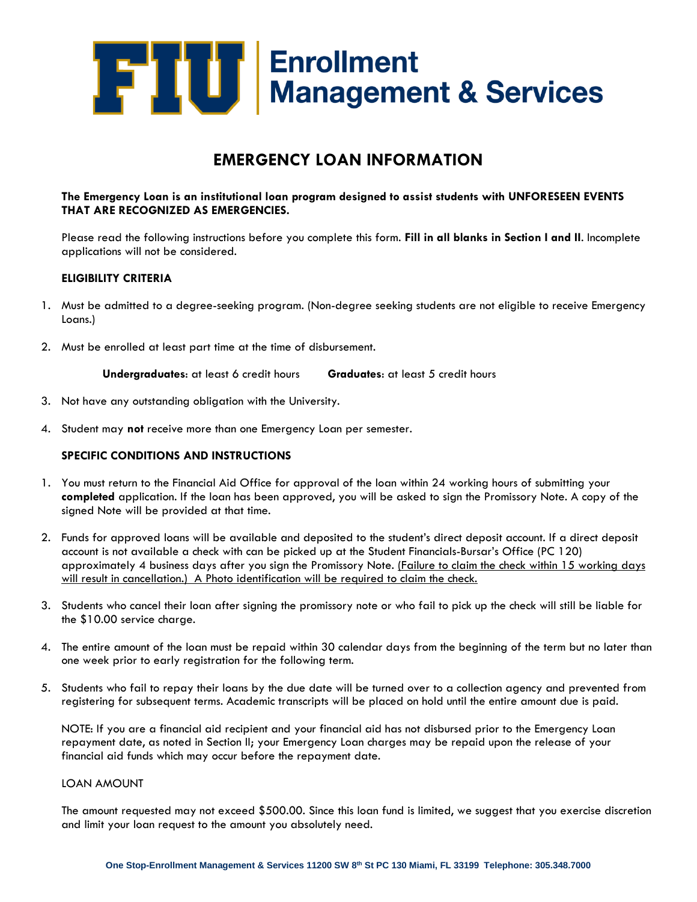FIU | Enrollment Management & Services

# EMERGENCY LOAN INFORMATION

**The Emergency Loan is an institutional loan program designed to assist students with UNFORESEEN EVENTS THAT ARE RECOGNIZED AS EMERGENCIES.**

Please read the following instructions before you complete this form. **Fill in all blanks in Section I and II**. Incomplete applications will not be considered.

**ELIGIBILITY CRITERIA**

1. Must be admitted to a degree-seeking program. (Non-degree seeking students are not eligible to receive Emergency Loans.)
2. Must be enrolled at least part time at the time of disbursement.

   **Undergraduates**: at least 6 credit hours **Graduates**: at least 5 credit hours

3. Not have any outstanding obligation with the University.
4. Student may **not** receive more than one Emergency Loan per semester.

**SPECIFIC CONDITIONS AND INSTRUCTIONS**

1. You must return to the Financial Aid Office for approval of the loan within 24 working hours of submitting your **completed** application. If the loan has been approved, you will be asked to sign the Promissory Note. A copy of the signed Note will be provided at that time.
2. Funds for approved loans will be available and deposited to the student's direct deposit account. If a direct deposit account is not available a check with can be picked up at the Student Financials-Bursar's Office (PC 120) approximately 4 business days after you sign the Promissory Note. <u>(Failure to claim the check within 15 working days will result in cancellation.) A Photo identification will be required to claim the check.</u>
3. Students who cancel their loan after signing the promissory note or who fail to pick up the check will still be liable for the $10.00 service charge.
4. The entire amount of the loan must be repaid within 30 calendar days from the beginning of the term but no later than one week prior to early registration for the following term.
5. Students who fail to repay their loans by the due date will be turned over to a collection agency and prevented from registering for subsequent terms. Academic transcripts will be placed on hold until the entire amount due is paid.

NOTE: If you are a financial aid recipient and your financial aid has not disbursed prior to the Emergency Loan repayment date, as noted in Section II; your Emergency Loan charges may be repaid upon the release of your financial aid funds which may occur before the repayment date.

LOAN AMOUNT

The amount requested may not exceed $500.00. Since this loan fund is limited, we suggest that you exercise discretion and limit your loan request to the amount you absolutely need.

One Stop-Enrollment Management & Services 11200 SW 8th St PC 130 Miami, FL 33199 Telephone: 305.348.7000